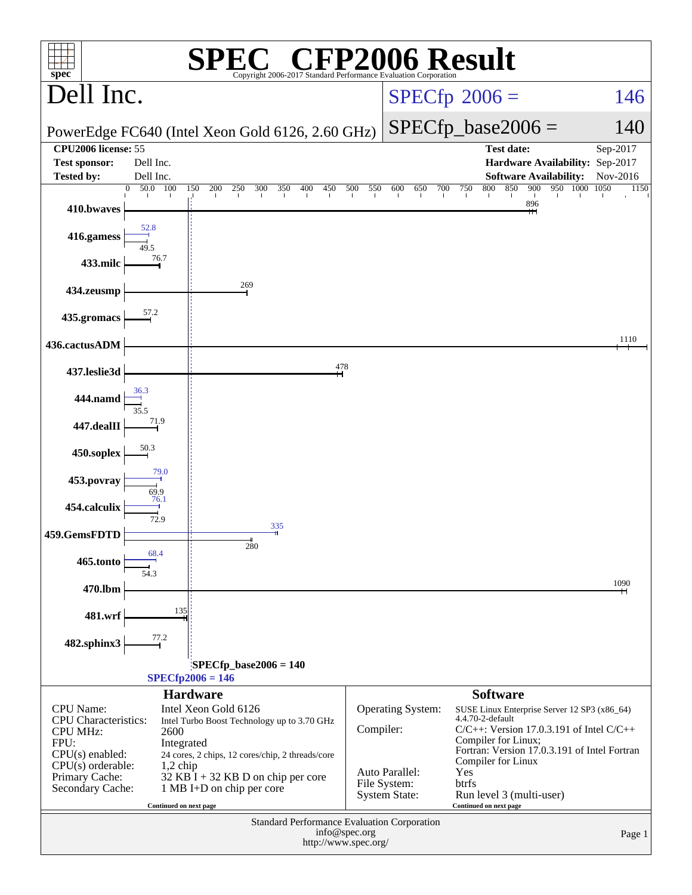# SPEC® CFP2006 Result

Copyright 2006-2017 Standard Performance Evaluation Corporation

## Dell Inc.

PowerEdge FC640 (Intel Xeon Gold 6126, 2.60 GHz)

SPECfp 2006 = 146

SPECfp_base2006 = 140

| | | | |
|---|---|---|---|
| **CPU2006 license:** 55 | | **Test date:** | Sep-2017 |
| **Test sponsor:** | Dell Inc. | **Hardware Availability:** | Sep-2017 |
| **Tested by:** | Dell Inc. | **Software Availability:** | Nov-2016 |

| Benchmark | Peak | Base |
|---|---|---|
| 410.bwaves | | 896 |
| 416.gamess | 52.8 | 49.5 |
| 433.milc | | 76.7 |
| 434.zeusmp | | 269 |
| 435.gromacs | | 57.2 |
| 436.cactusADM | | 1110 |
| 437.leslie3d | | 478 |
| 444.namd | 36.3 | 35.5 |
| 447.dealII | | 71.9 |
| 450.soplex | | 50.3 |
| 453.povray | 79.0 | 69.9 |
| 454.calculix | 76.1 | 72.9 |
| 459.GemsFDTD | 335 | 280 |
| 465.tonto | 68.4 | 54.3 |
| 470.lbm | | 1090 |
| 481.wrf | | 135 |
| 482.sphinx3 | | 77.2 |

SPECfp_base2006 = 140

SPECfp2006 = 146

## Hardware

| | |
|---|---|
| CPU Name: | Intel Xeon Gold 6126 |
| CPU Characteristics: | Intel Turbo Boost Technology up to 3.70 GHz |
| CPU MHz: | 2600 |
| FPU: | Integrated |
| CPU(s) enabled: | 24 cores, 2 chips, 12 cores/chip, 2 threads/core |
| CPU(s) orderable: | 1,2 chip |
| Primary Cache: | 32 KB I + 32 KB D on chip per core |
| Secondary Cache: | 1 MB I+D on chip per core |

Continued on next page

## Software

| | |
|---|---|
| Operating System: | SUSE Linux Enterprise Server 12 SP3 (x86_64) 4.4.70-2-default |
| Compiler: | C/C++: Version 17.0.3.191 of Intel C/C++ Compiler for Linux; Fortran: Version 17.0.3.191 of Intel Fortran Compiler for Linux |
| Auto Parallel: | Yes |
| File System: | btrfs |
| System State: | Run level 3 (multi-user) |

Continued on next page

Standard Performance Evaluation Corporation
info@spec.org
http://www.spec.org/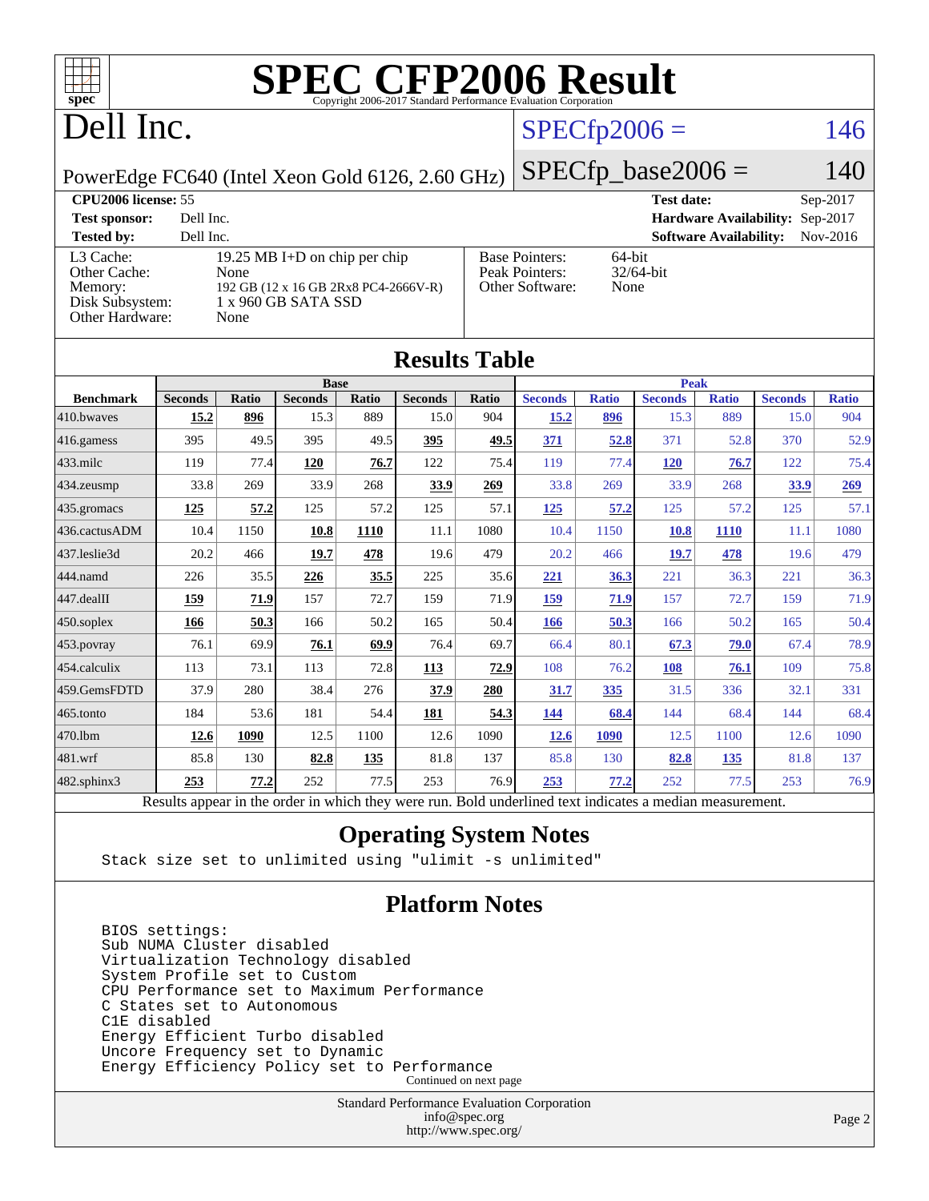# SPEC CFP2006 Result

Copyright 2006-2017 Standard Performance Evaluation Corporation

## Dell Inc.

PowerEdge FC640 (Intel Xeon Gold 6126, 2.60 GHz)

SPECfp2006 = 146

SPECfp_base2006 = 140

**CPU2006 license:** 55

**Test sponsor:** Dell Inc.

**Tested by:** Dell Inc.

**Test date:** Sep-2017

**Hardware Availability:** Sep-2017

**Software Availability:** Nov-2016

| | |
|---|---|
| L3 Cache: | 19.25 MB I+D on chip per chip |
| Other Cache: | None |
| Memory: | 192 GB (12 x 16 GB 2Rx8 PC4-2666V-R) |
| Disk Subsystem: | 1 x 960 GB SATA SSD |
| Other Hardware: | None |

| | |
|---|---|
| Base Pointers: | 64-bit |
| Peak Pointers: | 32/64-bit |
| Other Software: | None |

## Results Table

| | Base | | | | | | Peak | | | | | |
|---|---|---|---|---|---|---|---|---|---|---|---|---|
| **Benchmark** | **Seconds** | **Ratio** | **Seconds** | **Ratio** | **Seconds** | **Ratio** | **Seconds** | **Ratio** | **Seconds** | **Ratio** | **Seconds** | **Ratio** |
| 410.bwaves | **15.2** | **896** | 15.3 | 889 | 15.0 | 904 | **15.2** | **896** | 15.3 | 889 | 15.0 | 904 |
| 416.gamess | 395 | 49.5 | 395 | 49.5 | **395** | **49.5** | **371** | **52.8** | 371 | 52.8 | 370 | 52.9 |
| 433.milc | 119 | 77.4 | **120** | **76.7** | 122 | 75.4 | 119 | 77.4 | **120** | **76.7** | 122 | 75.4 |
| 434.zeusmp | 33.8 | 269 | 33.9 | 268 | **33.9** | **269** | 33.8 | 269 | 33.9 | 268 | **33.9** | **269** |
| 435.gromacs | **125** | **57.2** | 125 | 57.2 | 125 | 57.1 | **125** | **57.2** | 125 | 57.2 | 125 | 57.1 |
| 436.cactusADM | 10.4 | 1150 | **10.8** | **1110** | 11.1 | 1080 | 10.4 | 1150 | **10.8** | **1110** | 11.1 | 1080 |
| 437.leslie3d | 20.2 | 466 | **19.7** | **478** | 19.6 | 479 | 20.2 | 466 | **19.7** | **478** | 19.6 | 479 |
| 444.namd | 226 | 35.5 | **226** | **35.5** | 225 | 35.6 | **221** | **36.3** | 221 | 36.3 | 221 | 36.3 |
| 447.dealII | **159** | **71.9** | 157 | 72.7 | 159 | 71.9 | **159** | **71.9** | 157 | 72.7 | 159 | 71.9 |
| 450.soplex | **166** | **50.3** | 166 | 50.2 | 165 | 50.4 | **166** | **50.3** | 166 | 50.2 | 165 | 50.4 |
| 453.povray | 76.1 | 69.9 | **76.1** | **69.9** | 76.4 | 69.7 | 66.4 | 80.1 | **67.3** | **79.0** | 67.4 | 78.9 |
| 454.calculix | 113 | 73.1 | 113 | 72.8 | **113** | **72.9** | 108 | 76.2 | **108** | **76.1** | 109 | 75.8 |
| 459.GemsFDTD | 37.9 | 280 | 38.4 | 276 | **37.9** | **280** | **31.7** | **335** | 31.5 | 336 | 32.1 | 331 |
| 465.tonto | 184 | 53.6 | 181 | 54.4 | **181** | **54.3** | **144** | **68.4** | 144 | 68.4 | 144 | 68.4 |
| 470.lbm | **12.6** | **1090** | 12.5 | 1100 | 12.6 | 1090 | **12.6** | **1090** | 12.5 | 1100 | 12.6 | 1090 |
| 481.wrf | 85.8 | 130 | **82.8** | **135** | 81.8 | 137 | 85.8 | 130 | **82.8** | **135** | 81.8 | 137 |
| 482.sphinx3 | **253** | **77.2** | 252 | 77.5 | 253 | 76.9 | **253** | **77.2** | 252 | 77.5 | 253 | 76.9 |

Results appear in the order in which they were run. Bold underlined text indicates a median measurement.

## Operating System Notes

```
Stack size set to unlimited using "ulimit -s unlimited"
```

## Platform Notes

```
BIOS settings:
Sub NUMA Cluster disabled
Virtualization Technology disabled
System Profile set to Custom
CPU Performance set to Maximum Performance
C States set to Autonomous
C1E disabled
Energy Efficient Turbo disabled
Uncore Frequency set to Dynamic
Energy Efficiency Policy set to Performance
```

Continued on next page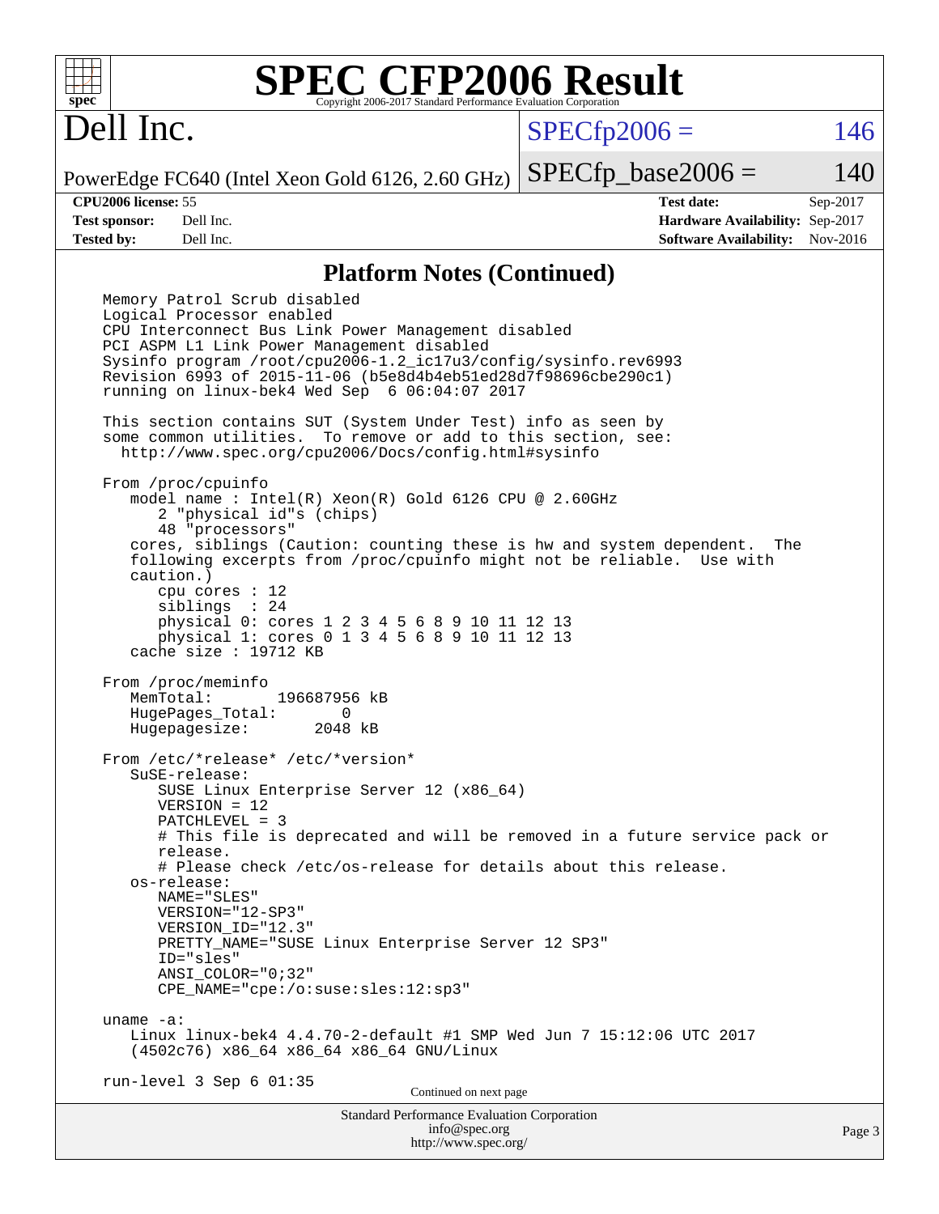# SPEC CFP2006 Result

Copyright 2006-2017 Standard Performance Evaluation Corporation

**Dell Inc.**

PowerEdge FC640 (Intel Xeon Gold 6126, 2.60 GHz)

SPECfp2006 = 146

SPECfp_base2006 = 140

| | | | |
|---|---|---|---|
| **CPU2006 license:** | 55 | **Test date:** | Sep-2017 |
| **Test sponsor:** | Dell Inc. | **Hardware Availability:** | Sep-2017 |
| **Tested by:** | Dell Inc. | **Software Availability:** | Nov-2016 |

## Platform Notes (Continued)

```
Memory Patrol Scrub disabled
Logical Processor enabled
CPU Interconnect Bus Link Power Management disabled
PCI ASPM L1 Link Power Management disabled
Sysinfo program /root/cpu2006-1.2_ic17u3/config/sysinfo.rev6993
Revision 6993 of 2015-11-06 (b5e8d4b4eb51ed28d7f98696cbe290c1)
running on linux-bek4 Wed Sep  6 06:04:07 2017

This section contains SUT (System Under Test) info as seen by
some common utilities.  To remove or add to this section, see:
  http://www.spec.org/cpu2006/Docs/config.html#sysinfo

From /proc/cpuinfo
   model name : Intel(R) Xeon(R) Gold 6126 CPU @ 2.60GHz
      2 "physical id"s (chips)
      48 "processors"
   cores, siblings (Caution: counting these is hw and system dependent.  The
   following excerpts from /proc/cpuinfo might not be reliable.  Use with
   caution.)
      cpu cores : 12
      siblings  : 24
      physical 0: cores 1 2 3 4 5 6 8 9 10 11 12 13
      physical 1: cores 0 1 3 4 5 6 8 9 10 11 12 13
   cache size : 19712 KB

From /proc/meminfo
   MemTotal:       196687956 kB
   HugePages_Total:       0
   Hugepagesize:       2048 kB

From /etc/*release* /etc/*version*
   SuSE-release:
      SUSE Linux Enterprise Server 12 (x86_64)
      VERSION = 12
      PATCHLEVEL = 3
      # This file is deprecated and will be removed in a future service pack or
      release.
      # Please check /etc/os-release for details about this release.
   os-release:
      NAME="SLES"
      VERSION="12-SP3"
      VERSION_ID="12.3"
      PRETTY_NAME="SUSE Linux Enterprise Server 12 SP3"
      ID="sles"
      ANSI_COLOR="0;32"
      CPE_NAME="cpe:/o:suse:sles:12:sp3"

uname -a:
   Linux linux-bek4 4.4.70-2-default #1 SMP Wed Jun 7 15:12:06 UTC 2017
   (4502c76) x86_64 x86_64 x86_64 GNU/Linux

run-level 3 Sep 6 01:35
```

Continued on next page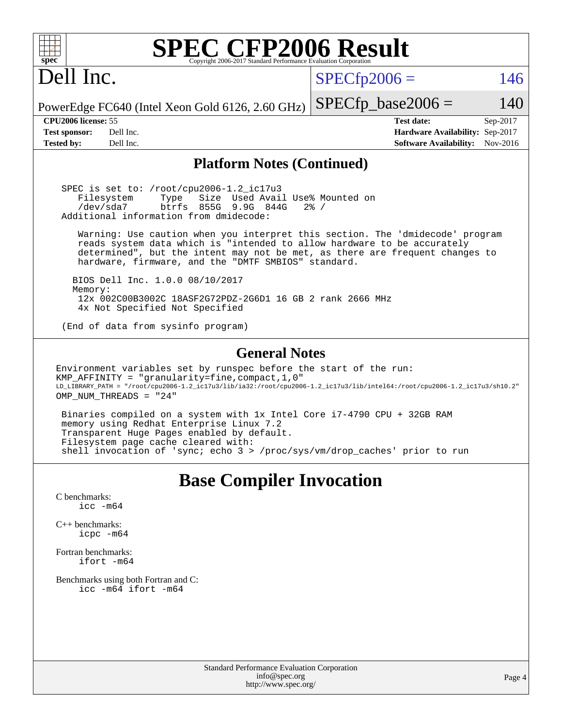# SPEC CFP2006 Result

Copyright 2006-2017 Standard Performance Evaluation Corporation

## Dell Inc.

PowerEdge FC640 (Intel Xeon Gold 6126, 2.60 GHz)

SPECfp2006 = 146

SPECfp_base2006 = 140

| | | | |
|---|---|---|---|
| **CPU2006 license:** 55 | | **Test date:** | Sep-2017 |
| **Test sponsor:** | Dell Inc. | **Hardware Availability:** | Sep-2017 |
| **Tested by:** | Dell Inc. | **Software Availability:** | Nov-2016 |

## Platform Notes (Continued)

```
 SPEC is set to: /root/cpu2006-1.2_ic17u3
    Filesystem     Type   Size  Used Avail Use% Mounted on
    /dev/sda7      btrfs  855G  9.9G  844G   2% /
 Additional information from dmidecode:

    Warning: Use caution when you interpret this section. The 'dmidecode' program
    reads system data which is "intended to allow hardware to be accurately
    determined", but the intent may not be met, as there are frequent changes to
    hardware, firmware, and the "DMTF SMBIOS" standard.

   BIOS Dell Inc. 1.0.0 08/10/2017
   Memory:
    12x 002C00B3002C 18ASF2G72PDZ-2G6D1 16 GB 2 rank 2666 MHz
    4x Not Specified Not Specified

 (End of data from sysinfo program)
```

## General Notes

```
Environment variables set by runspec before the start of the run:
KMP_AFFINITY = "granularity=fine,compact,1,0"
LD_LIBRARY_PATH = "/root/cpu2006-1.2_ic17u3/lib/ia32:/root/cpu2006-1.2_ic17u3/lib/intel64:/root/cpu2006-1.2_ic17u3/sh10.2"
OMP_NUM_THREADS = "24"

 Binaries compiled on a system with 1x Intel Core i7-4790 CPU + 32GB RAM
 memory using Redhat Enterprise Linux 7.2
 Transparent Huge Pages enabled by default.
 Filesystem page cache cleared with:
 shell invocation of 'sync; echo 3 > /proc/sys/vm/drop_caches' prior to run
```

## Base Compiler Invocation

C benchmarks:
```
icc -m64
```

C++ benchmarks:
```
icpc -m64
```

Fortran benchmarks:
```
ifort -m64
```

Benchmarks using both Fortran and C:
```
icc -m64 ifort -m64
```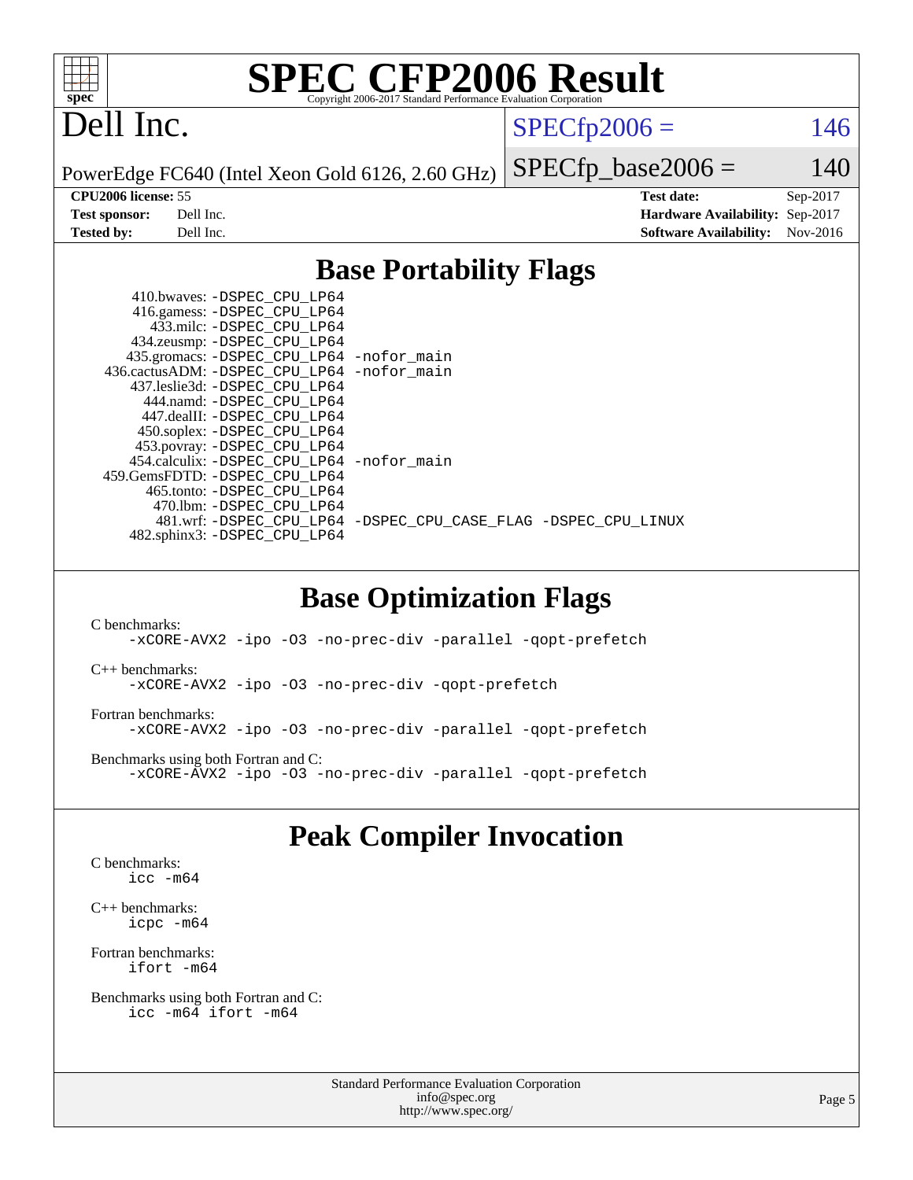# SPEC CFP2006 Result

Copyright 2006-2017 Standard Performance Evaluation Corporation

## Dell Inc.

PowerEdge FC640 (Intel Xeon Gold 6126, 2.60 GHz)

SPECfp2006 = 146

SPECfp_base2006 = 140

| | | | |
|---|---|---|---|
| **CPU2006 license:** | 55 | **Test date:** | Sep-2017 |
| **Test sponsor:** | Dell Inc. | **Hardware Availability:** | Sep-2017 |
| **Tested by:** | Dell Inc. | **Software Availability:** | Nov-2016 |

## Base Portability Flags

```
     410.bwaves: -DSPEC_CPU_LP64
     416.gamess: -DSPEC_CPU_LP64
       433.milc: -DSPEC_CPU_LP64
     434.zeusmp: -DSPEC_CPU_LP64
    435.gromacs: -DSPEC_CPU_LP64 -nofor_main
 436.cactusADM: -DSPEC_CPU_LP64 -nofor_main
   437.leslie3d: -DSPEC_CPU_LP64
       444.namd: -DSPEC_CPU_LP64
     447.dealII: -DSPEC_CPU_LP64
     450.soplex: -DSPEC_CPU_LP64
     453.povray: -DSPEC_CPU_LP64
   454.calculix: -DSPEC_CPU_LP64 -nofor_main
 459.GemsFDTD: -DSPEC_CPU_LP64
      465.tonto: -DSPEC_CPU_LP64
        470.lbm: -DSPEC_CPU_LP64
        481.wrf: -DSPEC_CPU_LP64 -DSPEC_CPU_CASE_FLAG -DSPEC_CPU_LINUX
    482.sphinx3: -DSPEC_CPU_LP64
```

## Base Optimization Flags

C benchmarks:
```
-xCORE-AVX2 -ipo -O3 -no-prec-div -parallel -qopt-prefetch
```

C++ benchmarks:
```
-xCORE-AVX2 -ipo -O3 -no-prec-div -qopt-prefetch
```

Fortran benchmarks:
```
-xCORE-AVX2 -ipo -O3 -no-prec-div -parallel -qopt-prefetch
```

Benchmarks using both Fortran and C:
```
-xCORE-AVX2 -ipo -O3 -no-prec-div -parallel -qopt-prefetch
```

## Peak Compiler Invocation

C benchmarks:
```
icc -m64
```

C++ benchmarks:
```
icpc -m64
```

Fortran benchmarks:
```
ifort -m64
```

Benchmarks using both Fortran and C:
```
icc -m64 ifort -m64
```

Standard Performance Evaluation Corporation
info@spec.org
http://www.spec.org/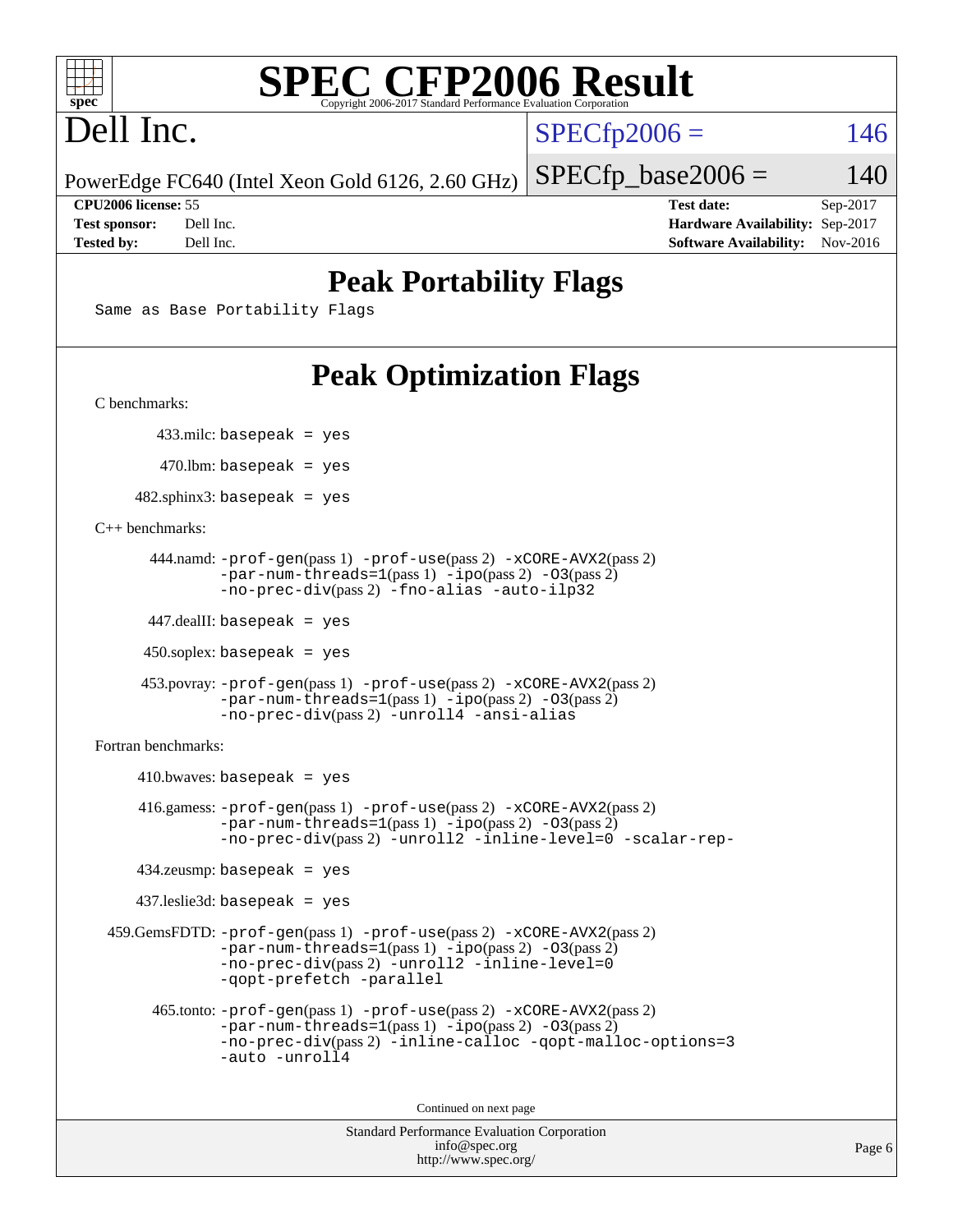# SPEC CFP2006 Result

Copyright 2006-2017 Standard Performance Evaluation Corporation

# Dell Inc.

PowerEdge FC640 (Intel Xeon Gold 6126, 2.60 GHz)

SPECfp2006 = 146

SPECfp_base2006 = 140

| | | | |
|---|---|---|---|
| **CPU2006 license:** | 55 | **Test date:** | Sep-2017 |
| **Test sponsor:** | Dell Inc. | **Hardware Availability:** | Sep-2017 |
| **Tested by:** | Dell Inc. | **Software Availability:** | Nov-2016 |

## Peak Portability Flags

```
Same as Base Portability Flags
```

## Peak Optimization Flags

C benchmarks:

433.milc: `basepeak = yes`

470.lbm: `basepeak = yes`

482.sphinx3: `basepeak = yes`

C++ benchmarks:

444.namd: `-prof-gen`(pass 1) `-prof-use`(pass 2) `-xCORE-AVX2`(pass 2) `-par-num-threads=1`(pass 1) `-ipo`(pass 2) `-O3`(pass 2) `-no-prec-div`(pass 2) `-fno-alias` `-auto-ilp32`

447.dealII: `basepeak = yes`

450.soplex: `basepeak = yes`

453.povray: `-prof-gen`(pass 1) `-prof-use`(pass 2) `-xCORE-AVX2`(pass 2) `-par-num-threads=1`(pass 1) `-ipo`(pass 2) `-O3`(pass 2) `-no-prec-div`(pass 2) `-unroll4` `-ansi-alias`

Fortran benchmarks:

410.bwaves: `basepeak = yes`

416.gamess: `-prof-gen`(pass 1) `-prof-use`(pass 2) `-xCORE-AVX2`(pass 2) `-par-num-threads=1`(pass 1) `-ipo`(pass 2) `-O3`(pass 2) `-no-prec-div`(pass 2) `-unroll2` `-inline-level=0` `-scalar-rep-`

434.zeusmp: `basepeak = yes`

437.leslie3d: `basepeak = yes`

459.GemsFDTD: `-prof-gen`(pass 1) `-prof-use`(pass 2) `-xCORE-AVX2`(pass 2) `-par-num-threads=1`(pass 1) `-ipo`(pass 2) `-O3`(pass 2) `-no-prec-div`(pass 2) `-unroll2` `-inline-level=0` `-qopt-prefetch` `-parallel`

465.tonto: `-prof-gen`(pass 1) `-prof-use`(pass 2) `-xCORE-AVX2`(pass 2) `-par-num-threads=1`(pass 1) `-ipo`(pass 2) `-O3`(pass 2) `-no-prec-div`(pass 2) `-inline-calloc` `-qopt-malloc-options=3` `-auto` `-unroll4`

Continued on next page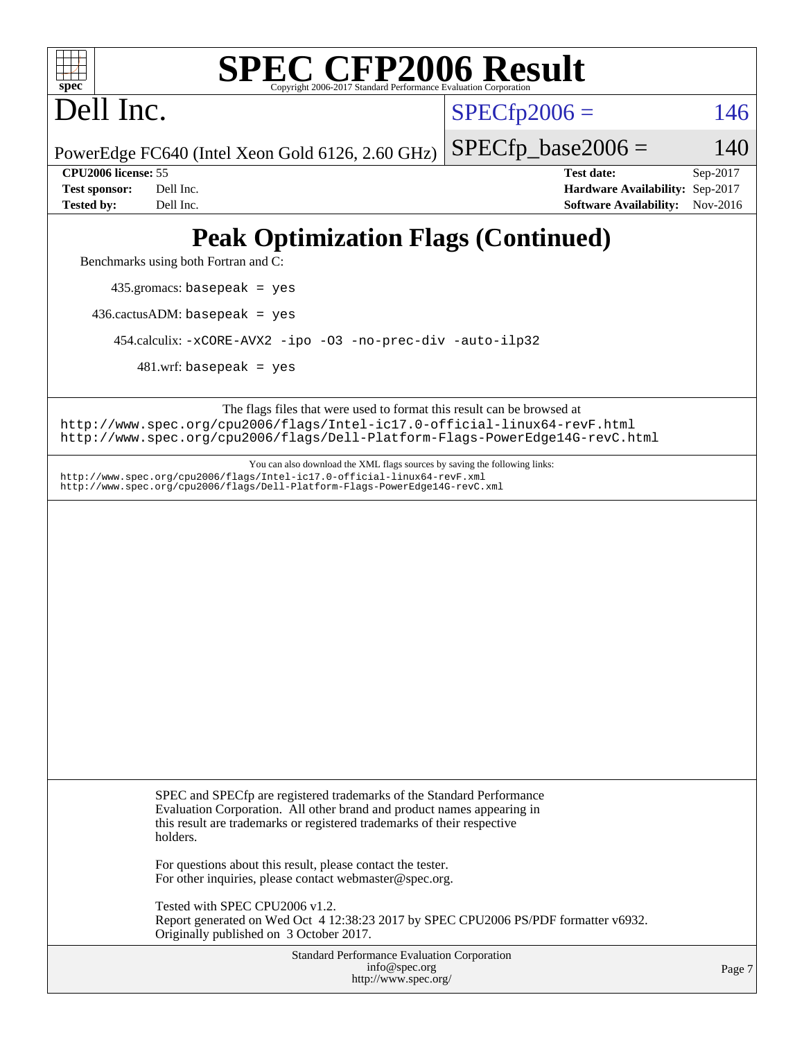# Peak Optimization Flags (Continued)

Benchmarks using both Fortran and C:

435.gromacs: `basepeak = yes`

436.cactusADM: `basepeak = yes`

454.calculix: `-xCORE-AVX2 -ipo -O3 -no-prec-div -auto-ilp32`

481.wrf: `basepeak = yes`

The flags files that were used to format this result can be browsed at

http://www.spec.org/cpu2006/flags/Intel-ic17.0-official-linux64-revF.html
http://www.spec.org/cpu2006/flags/Dell-Platform-Flags-PowerEdge14G-revC.html

You can also download the XML flags sources by saving the following links:

http://www.spec.org/cpu2006/flags/Intel-ic17.0-official-linux64-revF.xml
http://www.spec.org/cpu2006/flags/Dell-Platform-Flags-PowerEdge14G-revC.xml

SPEC and SPECfp are registered trademarks of the Standard Performance Evaluation Corporation. All other brand and product names appearing in this result are trademarks or registered trademarks of their respective holders.

For questions about this result, please contact the tester.
For other inquiries, please contact webmaster@spec.org.

Tested with SPEC CPU2006 v1.2.
Report generated on Wed Oct 4 12:38:23 2017 by SPEC CPU2006 PS/PDF formatter v6932.
Originally published on 3 October 2017.